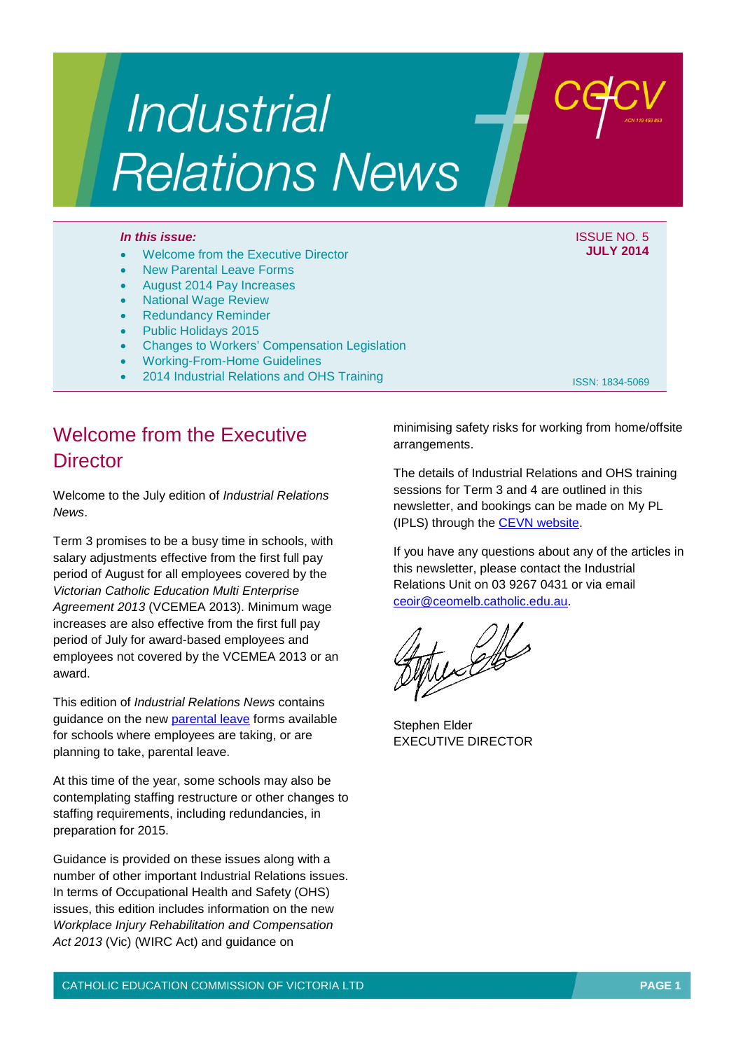# Industrial Relations News

cecv

***In this issue:***

- Welcome from the Executive Director
- New Parental Leave Forms
- August 2014 Pay Increases
- National Wage Review
- Redundancy Reminder
- Public Holidays 2015
- Changes to Workers' Compensation Legislation
- Working-From-Home Guidelines
- 2014 Industrial Relations and OHS Training

ISSUE NO. 5
**JULY 2014**

ISSN: 1834-5069

## Welcome from the Executive Director

Welcome to the July edition of *Industrial Relations News*.

Term 3 promises to be a busy time in schools, with salary adjustments effective from the first full pay period of August for all employees covered by the *Victorian Catholic Education Multi Enterprise Agreement 2013* (VCEMEA 2013). Minimum wage increases are also effective from the first full pay period of July for award-based employees and employees not covered by the VCEMEA 2013 or an award.

This edition of *Industrial Relations News* contains guidance on the new parental leave forms available for schools where employees are taking, or are planning to take, parental leave.

At this time of the year, some schools may also be contemplating staffing restructure or other changes to staffing requirements, including redundancies, in preparation for 2015.

Guidance is provided on these issues along with a number of other important Industrial Relations issues. In terms of Occupational Health and Safety (OHS) issues, this edition includes information on the new *Workplace Injury Rehabilitation and Compensation Act 2013* (Vic) (WIRC Act) and guidance on minimising safety risks for working from home/offsite arrangements.

The details of Industrial Relations and OHS training sessions for Term 3 and 4 are outlined in this newsletter, and bookings can be made on My PL (IPLS) through the CEVN website.

If you have any questions about any of the articles in this newsletter, please contact the Industrial Relations Unit on 03 9267 0431 or via email ceoir@ceomelb.catholic.edu.au.

Stephen Elder
EXECUTIVE DIRECTOR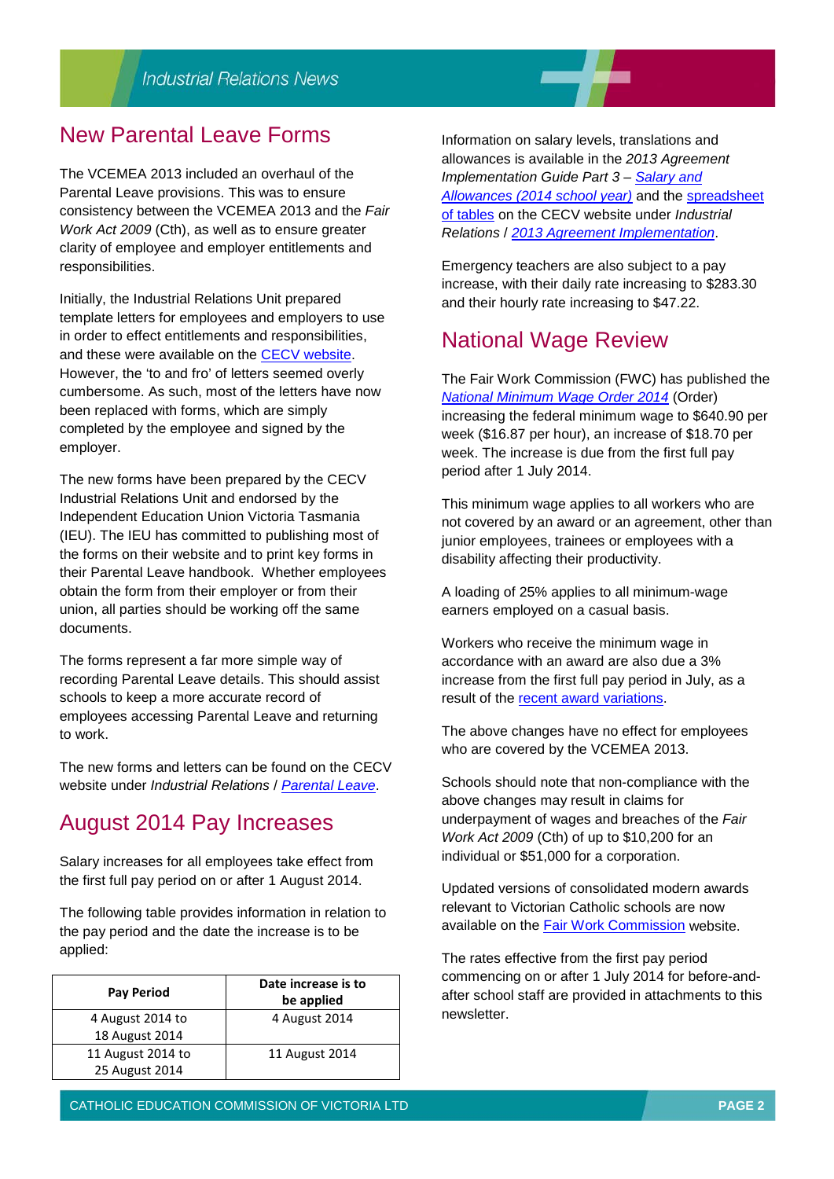## New Parental Leave Forms

The VCEMEA 2013 included an overhaul of the Parental Leave provisions. This was to ensure consistency between the VCEMEA 2013 and the *Fair Work Act 2009* (Cth), as well as to ensure greater clarity of employee and employer entitlements and responsibilities.

Initially, the Industrial Relations Unit prepared template letters for employees and employers to use in order to effect entitlements and responsibilities, and these were available on the CECV website. However, the 'to and fro' of letters seemed overly cumbersome. As such, most of the letters have now been replaced with forms, which are simply completed by the employee and signed by the employer.

The new forms have been prepared by the CECV Industrial Relations Unit and endorsed by the Independent Education Union Victoria Tasmania (IEU). The IEU has committed to publishing most of the forms on their website and to print key forms in their Parental Leave handbook. Whether employees obtain the form from their employer or from their union, all parties should be working off the same documents.

The forms represent a far more simple way of recording Parental Leave details. This should assist schools to keep a more accurate record of employees accessing Parental Leave and returning to work.

The new forms and letters can be found on the CECV website under *Industrial Relations* / *Parental Leave*.

## August 2014 Pay Increases

Salary increases for all employees take effect from the first full pay period on or after 1 August 2014.

The following table provides information in relation to the pay period and the date the increase is to be applied:

| Pay Period | Date increase is to be applied |
|---|---|
| 4 August 2014 to 18 August 2014 | 4 August 2014 |
| 11 August 2014 to 25 August 2014 | 11 August 2014 |

Information on salary levels, translations and allowances is available in the *2013 Agreement Implementation Guide Part 3 – Salary and Allowances (2014 school year)* and the spreadsheet of tables on the CECV website under *Industrial Relations* / *2013 Agreement Implementation*.

Emergency teachers are also subject to a pay increase, with their daily rate increasing to $283.30 and their hourly rate increasing to $47.22.

## National Wage Review

The Fair Work Commission (FWC) has published the *National Minimum Wage Order 2014* (Order) increasing the federal minimum wage to $640.90 per week ($16.87 per hour), an increase of $18.70 per week. The increase is due from the first full pay period after 1 July 2014.

This minimum wage applies to all workers who are not covered by an award or an agreement, other than junior employees, trainees or employees with a disability affecting their productivity.

A loading of 25% applies to all minimum-wage earners employed on a casual basis.

Workers who receive the minimum wage in accordance with an award are also due a 3% increase from the first full pay period in July, as a result of the recent award variations.

The above changes have no effect for employees who are covered by the VCEMEA 2013.

Schools should note that non-compliance with the above changes may result in claims for underpayment of wages and breaches of the *Fair Work Act 2009* (Cth) of up to $10,200 for an individual or $51,000 for a corporation.

Updated versions of consolidated modern awards relevant to Victorian Catholic schools are now available on the Fair Work Commission website.

The rates effective from the first pay period commencing on or after 1 July 2014 for before-and-after school staff are provided in attachments to this newsletter.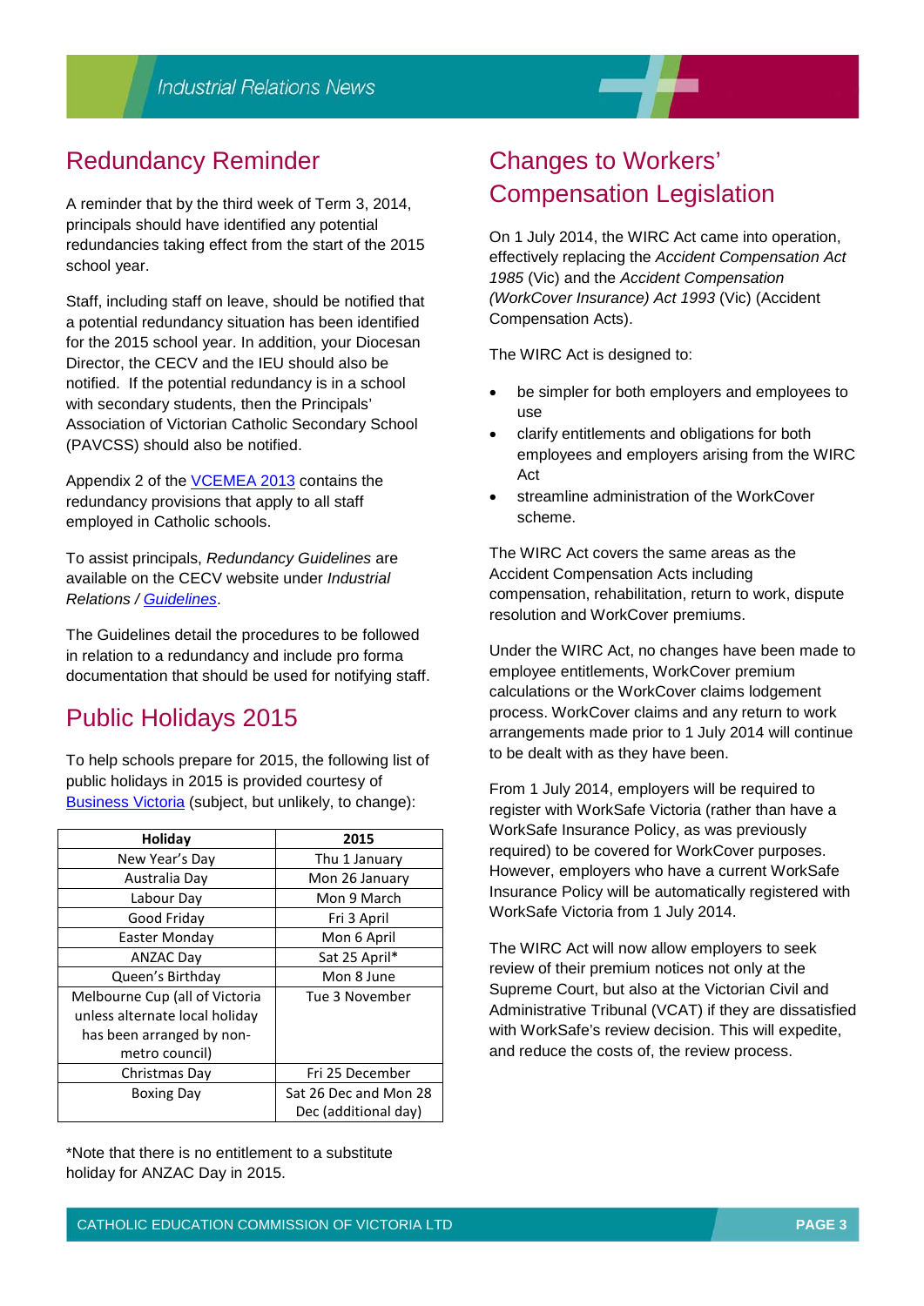## Redundancy Reminder

A reminder that by the third week of Term 3, 2014, principals should have identified any potential redundancies taking effect from the start of the 2015 school year.

Staff, including staff on leave, should be notified that a potential redundancy situation has been identified for the 2015 school year. In addition, your Diocesan Director, the CECV and the IEU should also be notified. If the potential redundancy is in a school with secondary students, then the Principals' Association of Victorian Catholic Secondary School (PAVCSS) should also be notified.

Appendix 2 of the [VCEMEA 2013]() contains the redundancy provisions that apply to all staff employed in Catholic schools.

To assist principals, *Redundancy Guidelines* are available on the CECV website under *Industrial Relations / [Guidelines]()*.

The Guidelines detail the procedures to be followed in relation to a redundancy and include pro forma documentation that should be used for notifying staff.

## Public Holidays 2015

To help schools prepare for 2015, the following list of public holidays in 2015 is provided courtesy of [Business Victoria]() (subject, but unlikely, to change):

| Holiday | 2015 |
|---|---|
| New Year's Day | Thu 1 January |
| Australia Day | Mon 26 January |
| Labour Day | Mon 9 March |
| Good Friday | Fri 3 April |
| Easter Monday | Mon 6 April |
| ANZAC Day | Sat 25 April* |
| Queen's Birthday | Mon 8 June |
| Melbourne Cup (all of Victoria unless alternate local holiday has been arranged by non-metro council) | Tue 3 November |
| Christmas Day | Fri 25 December |
| Boxing Day | Sat 26 Dec and Mon 28 Dec (additional day) |

*Note that there is no entitlement to a substitute holiday for ANZAC Day in 2015.

## Changes to Workers' Compensation Legislation

On 1 July 2014, the WIRC Act came into operation, effectively replacing the *Accident Compensation Act 1985* (Vic) and the *Accident Compensation (WorkCover Insurance) Act 1993* (Vic) (Accident Compensation Acts).

The WIRC Act is designed to:

- be simpler for both employers and employees to use
- clarify entitlements and obligations for both employees and employers arising from the WIRC Act
- streamline administration of the WorkCover scheme.

The WIRC Act covers the same areas as the Accident Compensation Acts including compensation, rehabilitation, return to work, dispute resolution and WorkCover premiums.

Under the WIRC Act, no changes have been made to employee entitlements, WorkCover premium calculations or the WorkCover claims lodgement process. WorkCover claims and any return to work arrangements made prior to 1 July 2014 will continue to be dealt with as they have been.

From 1 July 2014, employers will be required to register with WorkSafe Victoria (rather than have a WorkSafe Insurance Policy, as was previously required) to be covered for WorkCover purposes. However, employers who have a current WorkSafe Insurance Policy will be automatically registered with WorkSafe Victoria from 1 July 2014.

The WIRC Act will now allow employers to seek review of their premium notices not only at the Supreme Court, but also at the Victorian Civil and Administrative Tribunal (VCAT) if they are dissatisfied with WorkSafe's review decision. This will expedite, and reduce the costs of, the review process.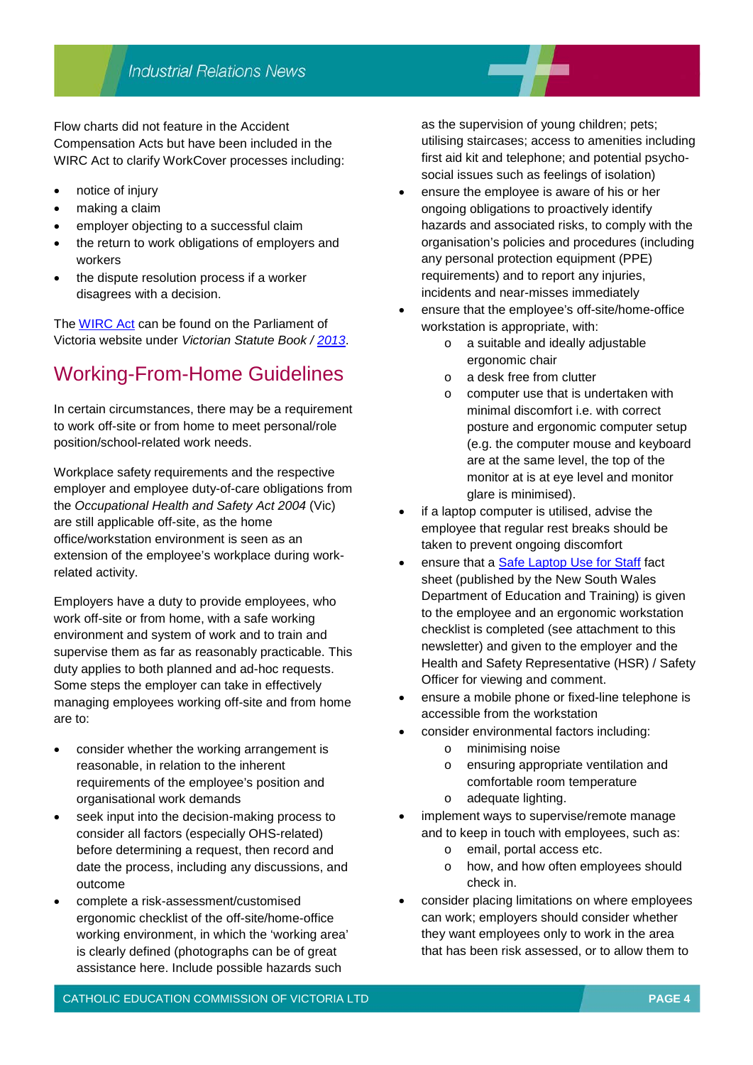Flow charts did not feature in the Accident Compensation Acts but have been included in the WIRC Act to clarify WorkCover processes including:

- notice of injury
- making a claim
- employer objecting to a successful claim
- the return to work obligations of employers and workers
- the dispute resolution process if a worker disagrees with a decision.

The WIRC Act can be found on the Parliament of Victoria website under *Victorian Statute Book / 2013*.

## Working-From-Home Guidelines

In certain circumstances, there may be a requirement to work off-site or from home to meet personal/role position/school-related work needs.

Workplace safety requirements and the respective employer and employee duty-of-care obligations from the *Occupational Health and Safety Act 2004* (Vic) are still applicable off-site, as the home office/workstation environment is seen as an extension of the employee's workplace during work-related activity.

Employers have a duty to provide employees, who work off-site or from home, with a safe working environment and system of work and to train and supervise them as far as reasonably practicable. This duty applies to both planned and ad-hoc requests. Some steps the employer can take in effectively managing employees working off-site and from home are to:

- consider whether the working arrangement is reasonable, in relation to the inherent requirements of the employee's position and organisational work demands
- seek input into the decision-making process to consider all factors (especially OHS-related) before determining a request, then record and date the process, including any discussions, and outcome
- complete a risk-assessment/customised ergonomic checklist of the off-site/home-office working environment, in which the 'working area' is clearly defined (photographs can be of great assistance here. Include possible hazards such as the supervision of young children; pets; utilising staircases; access to amenities including first aid kit and telephone; and potential psycho-social issues such as feelings of isolation)
- ensure the employee is aware of his or her ongoing obligations to proactively identify hazards and associated risks, to comply with the organisation's policies and procedures (including any personal protection equipment (PPE) requirements) and to report any injuries, incidents and near-misses immediately
- ensure that the employee's off-site/home-office workstation is appropriate, with:
  - a suitable and ideally adjustable ergonomic chair
  - a desk free from clutter
  - computer use that is undertaken with minimal discomfort i.e. with correct posture and ergonomic computer setup (e.g. the computer mouse and keyboard are at the same level, the top of the monitor at is at eye level and monitor glare is minimised).
- if a laptop computer is utilised, advise the employee that regular rest breaks should be taken to prevent ongoing discomfort
- ensure that a Safe Laptop Use for Staff fact sheet (published by the New South Wales Department of Education and Training) is given to the employee and an ergonomic workstation checklist is completed (see attachment to this newsletter) and given to the employer and the Health and Safety Representative (HSR) / Safety Officer for viewing and comment.
- ensure a mobile phone or fixed-line telephone is accessible from the workstation
- consider environmental factors including:
  - minimising noise
  - ensuring appropriate ventilation and comfortable room temperature
  - adequate lighting.
- implement ways to supervise/remote manage and to keep in touch with employees, such as:
  - email, portal access etc.
  - how, and how often employees should check in.
- consider placing limitations on where employees can work; employers should consider whether they want employees only to work in the area that has been risk assessed, or to allow them to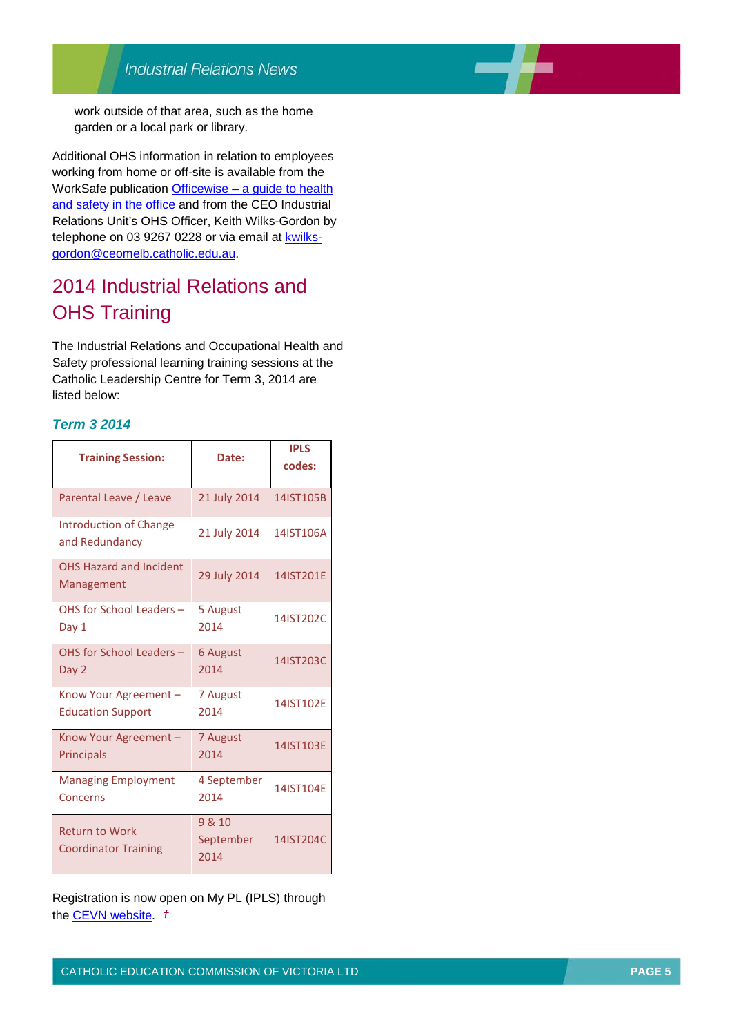work outside of that area, such as the home garden or a local park or library.

Additional OHS information in relation to employees working from home or off-site is available from the WorkSafe publication [Officewise – a guide to health and safety in the office] and from the CEO Industrial Relations Unit's OHS Officer, Keith Wilks-Gordon by telephone on 03 9267 0228 or via email at kwilks-gordon@ceomelb.catholic.edu.au.

## 2014 Industrial Relations and OHS Training

The Industrial Relations and Occupational Health and Safety professional learning training sessions at the Catholic Leadership Centre for Term 3, 2014 are listed below:

### *Term 3 2014*

| Training Session: | Date: | IPLS codes: |
|---|---|---|
| Parental Leave / Leave | 21 July 2014 | 14IST105B |
| Introduction of Change and Redundancy | 21 July 2014 | 14IST106A |
| OHS Hazard and Incident Management | 29 July 2014 | 14IST201E |
| OHS for School Leaders – Day 1 | 5 August 2014 | 14IST202C |
| OHS for School Leaders – Day 2 | 6 August 2014 | 14IST203C |
| Know Your Agreement – Education Support | 7 August 2014 | 14IST102E |
| Know Your Agreement – Principals | 7 August 2014 | 14IST103E |
| Managing Employment Concerns | 4 September 2014 | 14IST104E |
| Return to Work Coordinator Training | 9 & 10 September 2014 | 14IST204C |

Registration is now open on My PL (IPLS) through the CEVN website. †